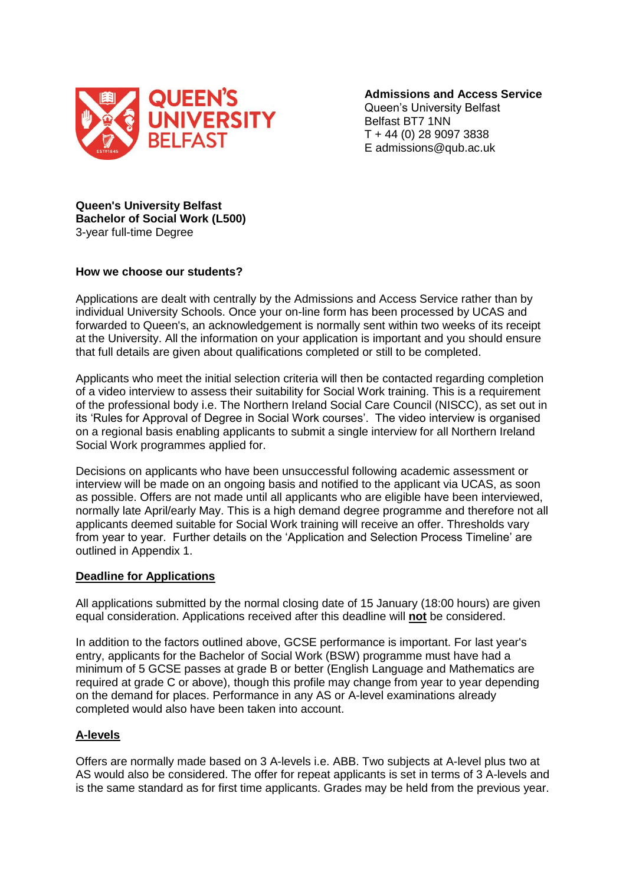**Admissions and Access Service**
Queen's University Belfast
Belfast BT7 1NN
T + 44 (0) 28 9097 3838
E admissions@qub.ac.uk

**Queen's University Belfast**
**Bachelor of Social Work (L500)**
3-year full-time Degree

**How we choose our students?**

Applications are dealt with centrally by the Admissions and Access Service rather than by individual University Schools. Once your on-line form has been processed by UCAS and forwarded to Queen's, an acknowledgement is normally sent within two weeks of its receipt at the University. All the information on your application is important and you should ensure that full details are given about qualifications completed or still to be completed.

Applicants who meet the initial selection criteria will then be contacted regarding completion of a video interview to assess their suitability for Social Work training. This is a requirement of the professional body i.e. The Northern Ireland Social Care Council (NISCC), as set out in its 'Rules for Approval of Degree in Social Work courses'. The video interview is organised on a regional basis enabling applicants to submit a single interview for all Northern Ireland Social Work programmes applied for.

Decisions on applicants who have been unsuccessful following academic assessment or interview will be made on an ongoing basis and notified to the applicant via UCAS, as soon as possible. Offers are not made until all applicants who are eligible have been interviewed, normally late April/early May. This is a high demand degree programme and therefore not all applicants deemed suitable for Social Work training will receive an offer. Thresholds vary from year to year. Further details on the 'Application and Selection Process Timeline' are outlined in Appendix 1.

**Deadline for Applications**

All applications submitted by the normal closing date of 15 January (18:00 hours) are given equal consideration. Applications received after this deadline will **not** be considered.

In addition to the factors outlined above, GCSE performance is important. For last year's entry, applicants for the Bachelor of Social Work (BSW) programme must have had a minimum of 5 GCSE passes at grade B or better (English Language and Mathematics are required at grade C or above), though this profile may change from year to year depending on the demand for places. Performance in any AS or A-level examinations already completed would also have been taken into account.

**A-levels**

Offers are normally made based on 3 A-levels i.e. ABB. Two subjects at A-level plus two at AS would also be considered. The offer for repeat applicants is set in terms of 3 A-levels and is the same standard as for first time applicants. Grades may be held from the previous year.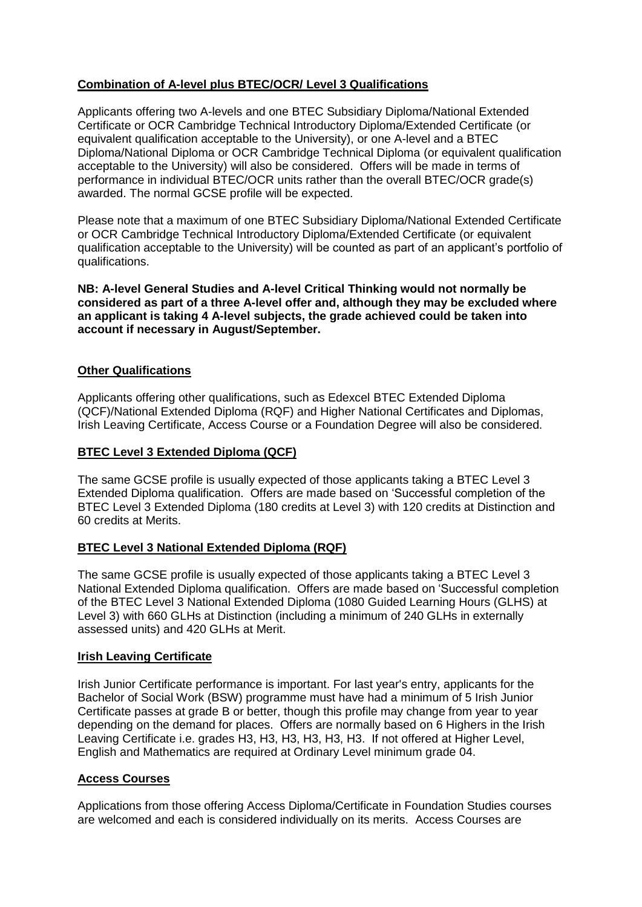## Combination of A-level plus BTEC/OCR/ Level 3 Qualifications

Applicants offering two A-levels and one BTEC Subsidiary Diploma/National Extended Certificate or OCR Cambridge Technical Introductory Diploma/Extended Certificate (or equivalent qualification acceptable to the University), or one A-level and a BTEC Diploma/National Diploma or OCR Cambridge Technical Diploma (or equivalent qualification acceptable to the University) will also be considered. Offers will be made in terms of performance in individual BTEC/OCR units rather than the overall BTEC/OCR grade(s) awarded. The normal GCSE profile will be expected.

Please note that a maximum of one BTEC Subsidiary Diploma/National Extended Certificate or OCR Cambridge Technical Introductory Diploma/Extended Certificate (or equivalent qualification acceptable to the University) will be counted as part of an applicant's portfolio of qualifications.

**NB: A-level General Studies and A-level Critical Thinking would not normally be considered as part of a three A-level offer and, although they may be excluded where an applicant is taking 4 A-level subjects, the grade achieved could be taken into account if necessary in August/September.**

## Other Qualifications

Applicants offering other qualifications, such as Edexcel BTEC Extended Diploma (QCF)/National Extended Diploma (RQF) and Higher National Certificates and Diplomas, Irish Leaving Certificate, Access Course or a Foundation Degree will also be considered.

## BTEC Level 3 Extended Diploma (QCF)

The same GCSE profile is usually expected of those applicants taking a BTEC Level 3 Extended Diploma qualification. Offers are made based on 'Successful completion of the BTEC Level 3 Extended Diploma (180 credits at Level 3) with 120 credits at Distinction and 60 credits at Merits.

## BTEC Level 3 National Extended Diploma (RQF)

The same GCSE profile is usually expected of those applicants taking a BTEC Level 3 National Extended Diploma qualification. Offers are made based on 'Successful completion of the BTEC Level 3 National Extended Diploma (1080 Guided Learning Hours (GLHS) at Level 3) with 660 GLHs at Distinction (including a minimum of 240 GLHs in externally assessed units) and 420 GLHs at Merit.

## Irish Leaving Certificate

Irish Junior Certificate performance is important. For last year's entry, applicants for the Bachelor of Social Work (BSW) programme must have had a minimum of 5 Irish Junior Certificate passes at grade B or better, though this profile may change from year to year depending on the demand for places. Offers are normally based on 6 Highers in the Irish Leaving Certificate i.e. grades H3, H3, H3, H3, H3, H3. If not offered at Higher Level, English and Mathematics are required at Ordinary Level minimum grade 04.

## Access Courses

Applications from those offering Access Diploma/Certificate in Foundation Studies courses are welcomed and each is considered individually on its merits. Access Courses are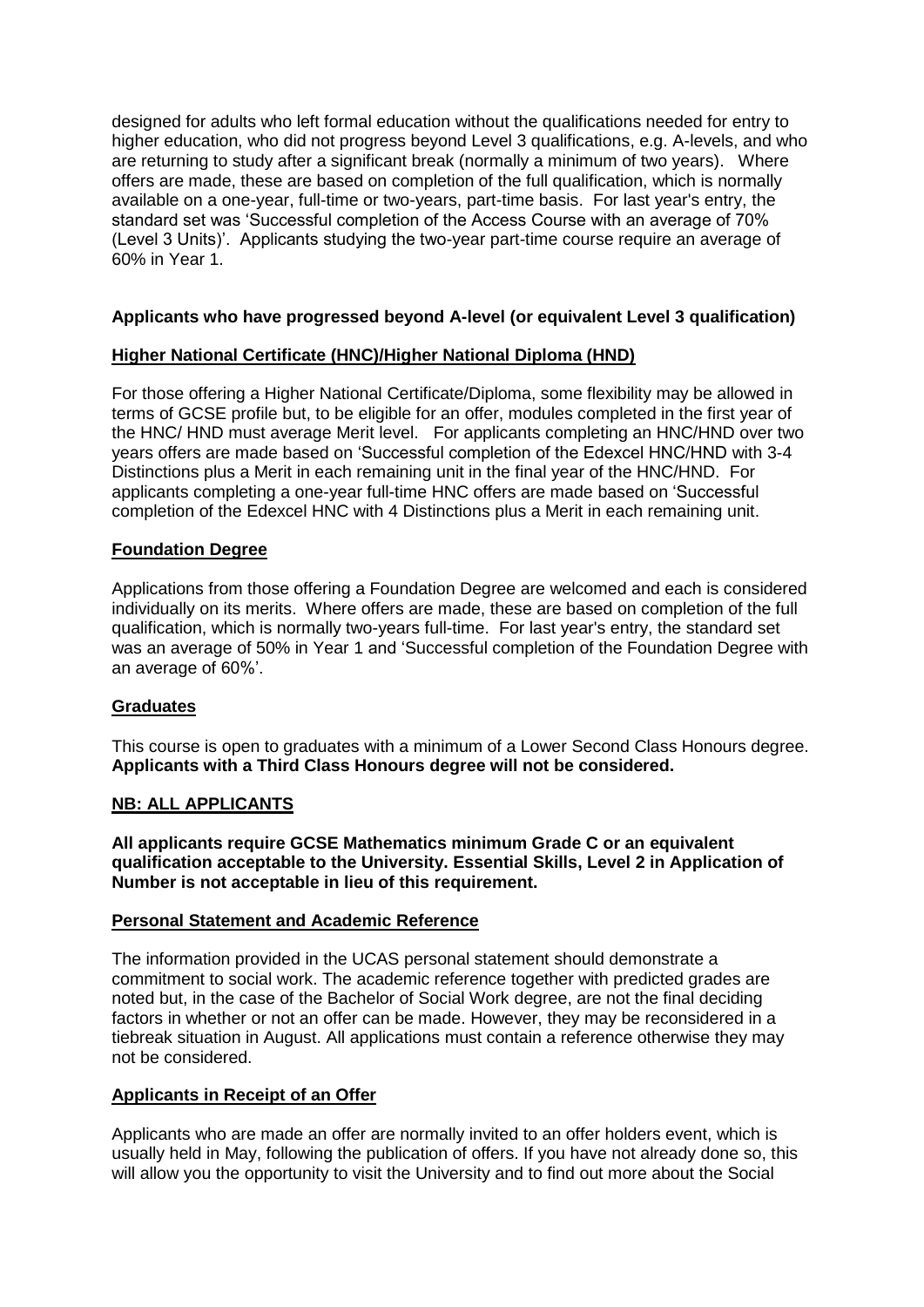designed for adults who left formal education without the qualifications needed for entry to higher education, who did not progress beyond Level 3 qualifications, e.g. A-levels, and who are returning to study after a significant break (normally a minimum of two years). Where offers are made, these are based on completion of the full qualification, which is normally available on a one-year, full-time or two-years, part-time basis. For last year's entry, the standard set was 'Successful completion of the Access Course with an average of 70% (Level 3 Units)'. Applicants studying the two-year part-time course require an average of 60% in Year 1.

**Applicants who have progressed beyond A-level (or equivalent Level 3 qualification)**

**Higher National Certificate (HNC)/Higher National Diploma (HND)**

For those offering a Higher National Certificate/Diploma, some flexibility may be allowed in terms of GCSE profile but, to be eligible for an offer, modules completed in the first year of the HNC/ HND must average Merit level. For applicants completing an HNC/HND over two years offers are made based on 'Successful completion of the Edexcel HNC/HND with 3-4 Distinctions plus a Merit in each remaining unit in the final year of the HNC/HND. For applicants completing a one-year full-time HNC offers are made based on 'Successful completion of the Edexcel HNC with 4 Distinctions plus a Merit in each remaining unit.

**Foundation Degree**

Applications from those offering a Foundation Degree are welcomed and each is considered individually on its merits. Where offers are made, these are based on completion of the full qualification, which is normally two-years full-time. For last year's entry, the standard set was an average of 50% in Year 1 and 'Successful completion of the Foundation Degree with an average of 60%'.

**Graduates**

This course is open to graduates with a minimum of a Lower Second Class Honours degree. **Applicants with a Third Class Honours degree will not be considered.**

**NB: ALL APPLICANTS**

**All applicants require GCSE Mathematics minimum Grade C or an equivalent qualification acceptable to the University. Essential Skills, Level 2 in Application of Number is not acceptable in lieu of this requirement.**

**Personal Statement and Academic Reference**

The information provided in the UCAS personal statement should demonstrate a commitment to social work. The academic reference together with predicted grades are noted but, in the case of the Bachelor of Social Work degree, are not the final deciding factors in whether or not an offer can be made. However, they may be reconsidered in a tiebreak situation in August. All applications must contain a reference otherwise they may not be considered.

**Applicants in Receipt of an Offer**

Applicants who are made an offer are normally invited to an offer holders event, which is usually held in May, following the publication of offers. If you have not already done so, this will allow you the opportunity to visit the University and to find out more about the Social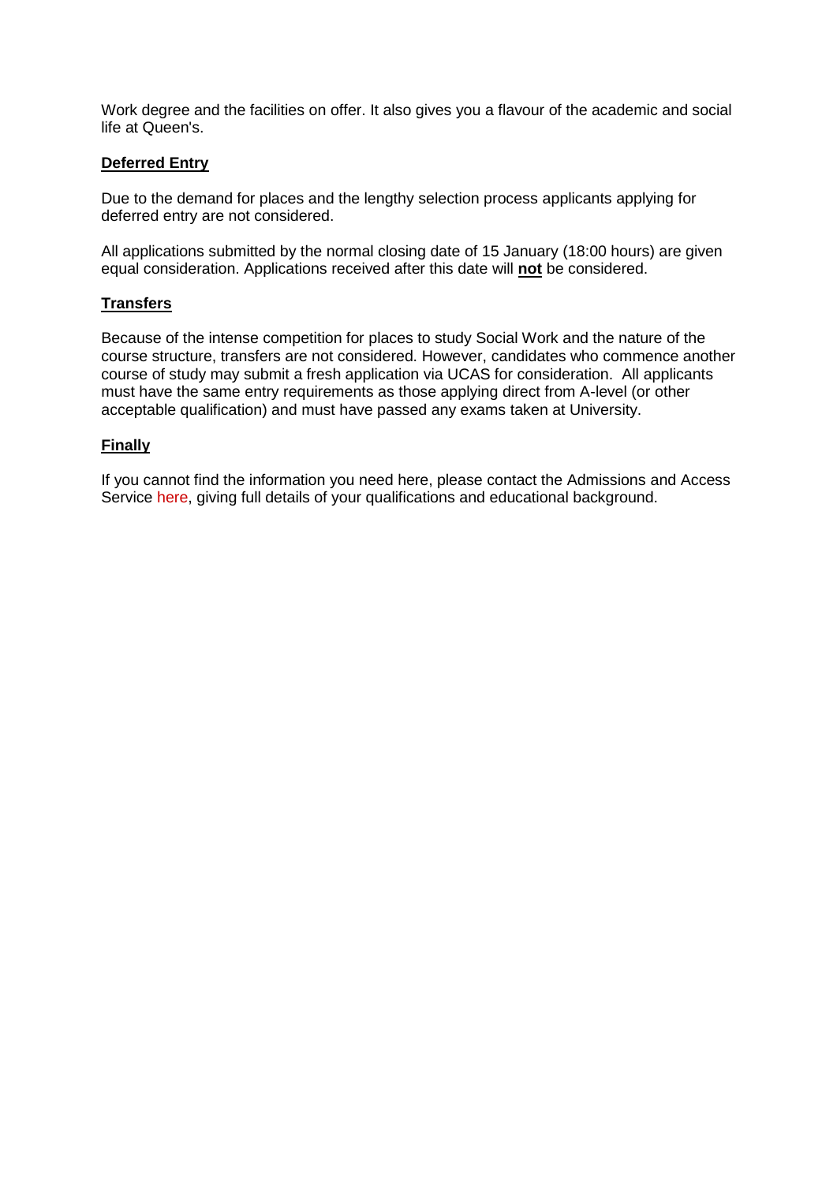Work degree and the facilities on offer. It also gives you a flavour of the academic and social life at Queen's.

**Deferred Entry**

Due to the demand for places and the lengthy selection process applicants applying for deferred entry are not considered.

All applications submitted by the normal closing date of 15 January (18:00 hours) are given equal consideration. Applications received after this date will **not** be considered.

**Transfers**

Because of the intense competition for places to study Social Work and the nature of the course structure, transfers are not considered. However, candidates who commence another course of study may submit a fresh application via UCAS for consideration. All applicants must have the same entry requirements as those applying direct from A-level (or other acceptable qualification) and must have passed any exams taken at University.

**Finally**

If you cannot find the information you need here, please contact the Admissions and Access Service here, giving full details of your qualifications and educational background.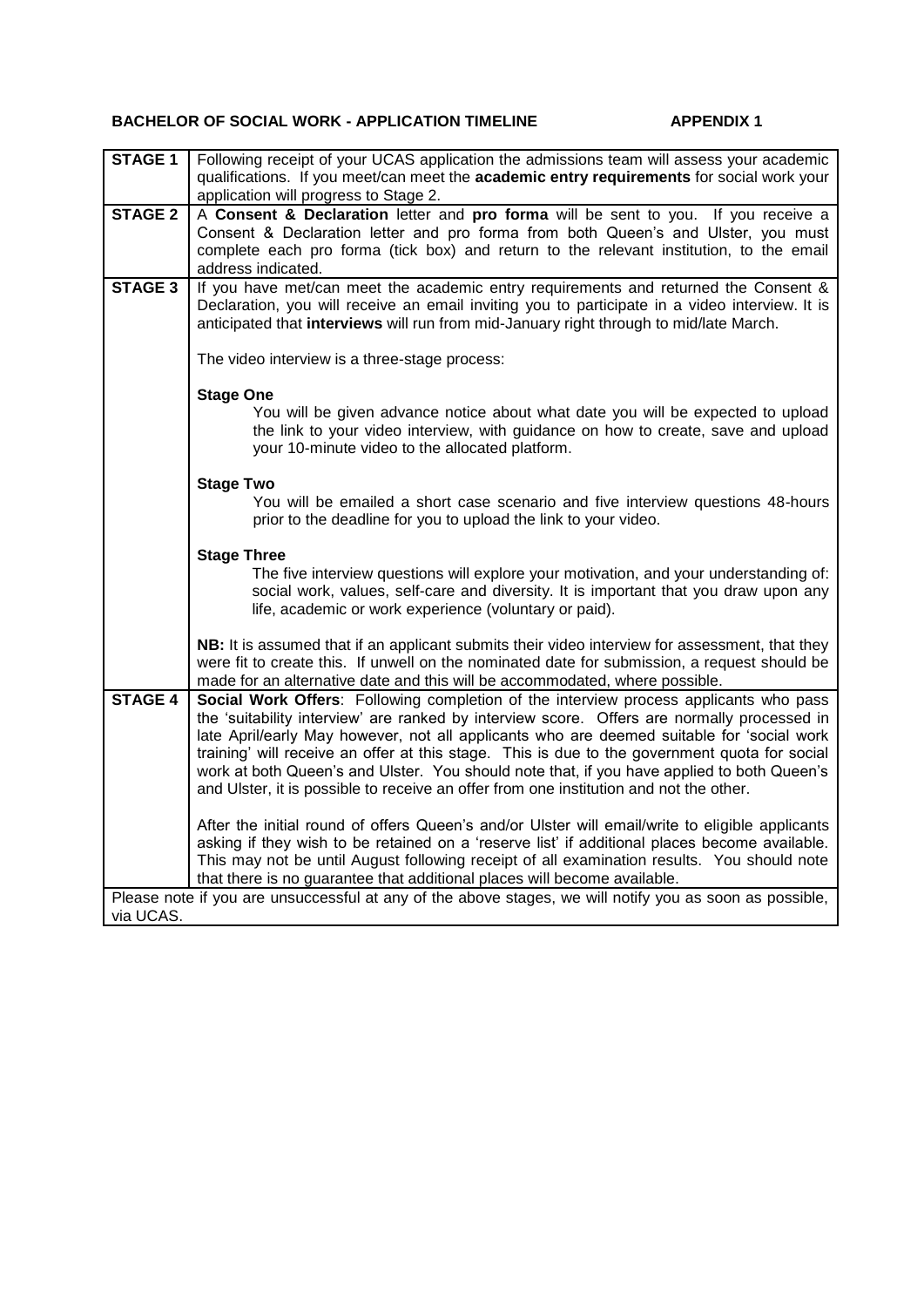**BACHELOR OF SOCIAL WORK - APPLICATION TIMELINE** **APPENDIX 1**

| | |
|---|---|
| **STAGE 1** | Following receipt of your UCAS application the admissions team will assess your academic qualifications. If you meet/can meet the **academic entry requirements** for social work your application will progress to Stage 2. |
| **STAGE 2** | A **Consent & Declaration** letter and **pro forma** will be sent to you. If you receive a Consent & Declaration letter and pro forma from both Queen's and Ulster, you must complete each pro forma (tick box) and return to the relevant institution, to the email address indicated. |
| **STAGE 3** | If you have met/can meet the academic entry requirements and returned the Consent & Declaration, you will receive an email inviting you to participate in a video interview. It is anticipated that **interviews** will run from mid-January right through to mid/late March.<br><br>The video interview is a three-stage process:<br><br>**Stage One**<br>You will be given advance notice about what date you will be expected to upload the link to your video interview, with guidance on how to create, save and upload your 10-minute video to the allocated platform.<br><br>**Stage Two**<br>You will be emailed a short case scenario and five interview questions 48-hours prior to the deadline for you to upload the link to your video.<br><br>**Stage Three**<br>The five interview questions will explore your motivation, and your understanding of: social work, values, self-care and diversity. It is important that you draw upon any life, academic or work experience (voluntary or paid).<br><br>**NB:** It is assumed that if an applicant submits their video interview for assessment, that they were fit to create this. If unwell on the nominated date for submission, a request should be made for an alternative date and this will be accommodated, where possible. |
| **STAGE 4** | **Social Work Offers**: Following completion of the interview process applicants who pass the 'suitability interview' are ranked by interview score. Offers are normally processed in late April/early May however, not all applicants who are deemed suitable for 'social work training' will receive an offer at this stage. This is due to the government quota for social work at both Queen's and Ulster. You should note that, if you have applied to both Queen's and Ulster, it is possible to receive an offer from one institution and not the other.<br><br>After the initial round of offers Queen's and/or Ulster will email/write to eligible applicants asking if they wish to be retained on a 'reserve list' if additional places become available. This may not be until August following receipt of all examination results. You should note that there is no guarantee that additional places will become available. |
| Please note if you are unsuccessful at any of the above stages, we will notify you as soon as possible, via UCAS. | |